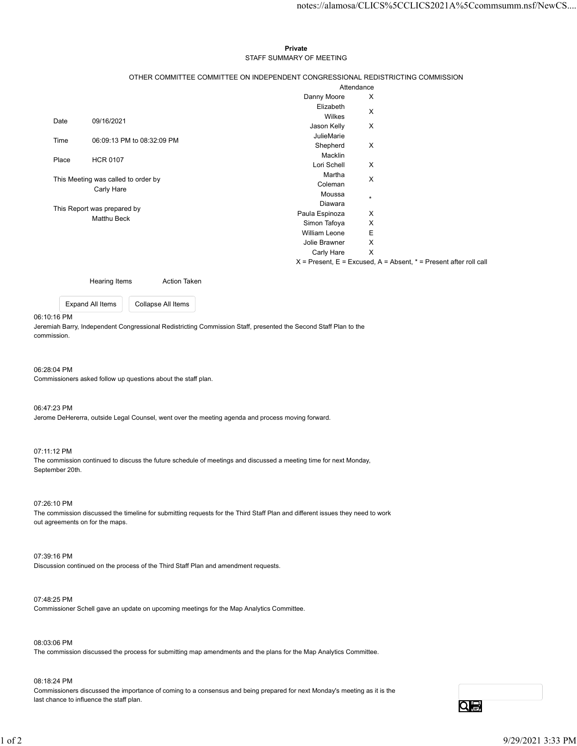**Private**

STAFF SUMMARY OF MEETING

OTHER COMMITTEE COMMITTEE ON INDEPENDENT CONGRESSIONAL REDISTRICTING COMMISSION

| | |
|---|---|
| Date | 09/16/2021 |
| Time | 06:09:13 PM to 08:32:09 PM |
| Place | HCR 0107 |

This Meeting was called to order by
Carly Hare

This Report was prepared by
Matthu Beck

| Attendance | |
|---|---|
| Danny Moore | X |
| Elizabeth Wilkes | X |
| Jason Kelly | X |
| JulieMarie Shepherd | X |
| Macklin Lori Schell | X |
| Martha Coleman | X |
| Moussa Diawara | * |
| Paula Espinoza | X |
| Simon Tafoya | X |
| William Leone | E |
| Jolie Brawner | X |
| Carly Hare | X |

X = Present, E = Excused, A = Absent, * = Present after roll call

| Hearing Items | Action Taken |
|---|---|

06:10:16 PM
Jeremiah Barry, Independent Congressional Redistricting Commission Staff, presented the Second Staff Plan to the commission.

06:28:04 PM
Commissioners asked follow up questions about the staff plan.

06:47:23 PM
Jerome DeHererra, outside Legal Counsel, went over the meeting agenda and process moving forward.

07:11:12 PM
The commission continued to discuss the future schedule of meetings and discussed a meeting time for next Monday, September 20th.

07:26:10 PM
The commission discussed the timeline for submitting requests for the Third Staff Plan and different issues they need to work out agreements on for the maps.

07:39:16 PM
Discussion continued on the process of the Third Staff Plan and amendment requests.

07:48:25 PM
Commissioner Schell gave an update on upcoming meetings for the Map Analytics Committee.

08:03:06 PM
The commission discussed the process for submitting map amendments and the plans for the Map Analytics Committee.

08:18:24 PM
Commissioners discussed the importance of coming to a consensus and being prepared for next Monday's meeting as it is the last chance to influence the staff plan.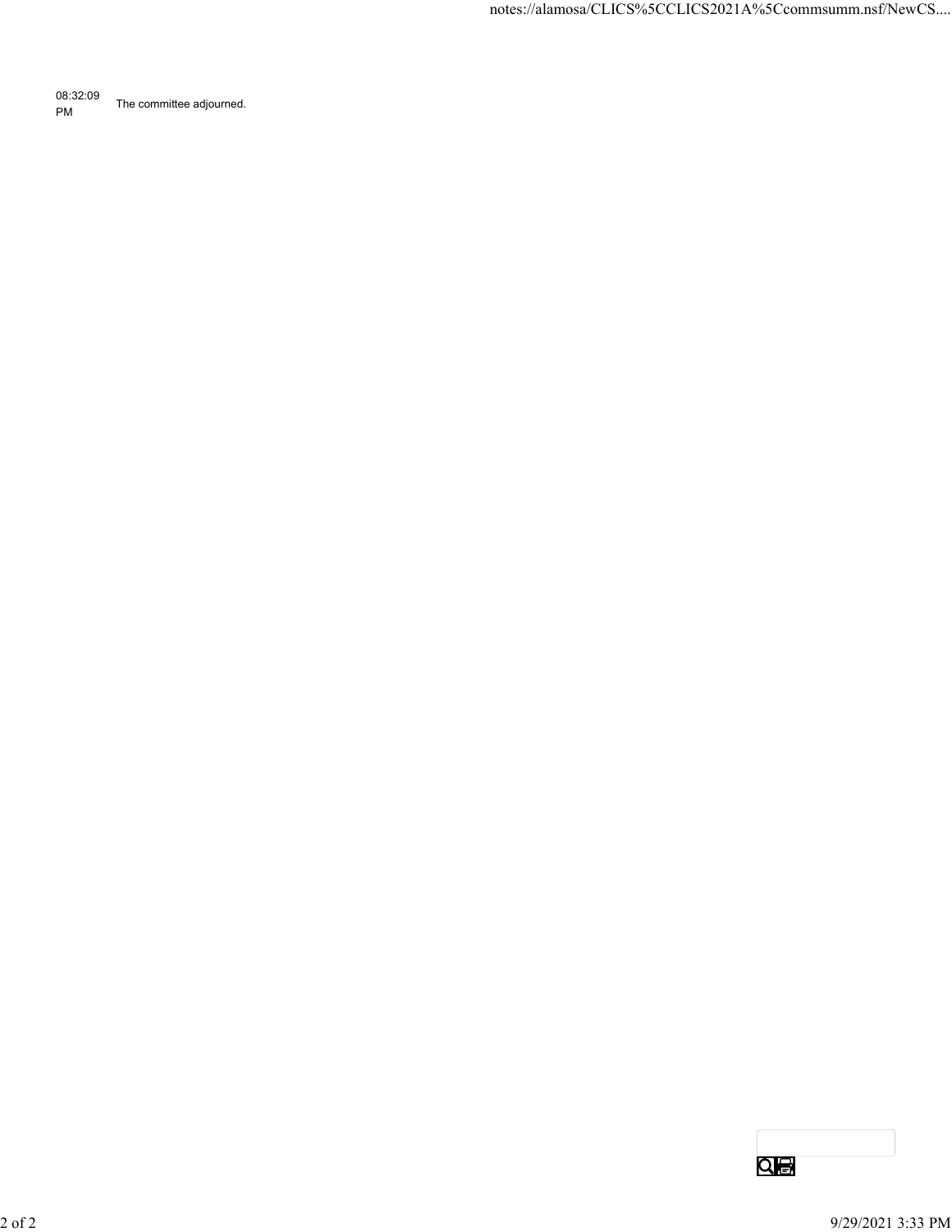| | |
|---|---|
| 08:32:09 PM | The committee adjourned. |